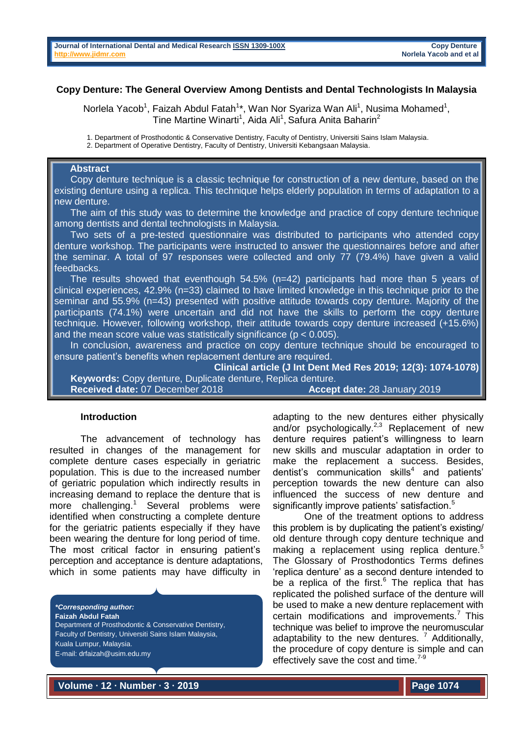# Copy Denture: The General Overview Among Dentists and Dental Technologists In Malaysia

Norlela Yacob[1], Faizah Abdul Fatah[1]*, Wan Nor Syariza Wan Ali[1], Nusima Mohamed[1], Tine Martine Winarti[1], Aida Ali[1], Safura Anita Baharin[2]

1. Department of Prosthodontic & Conservative Dentistry, Faculty of Dentistry, Universiti Sains Islam Malaysia.
2. Department of Operative Dentistry, Faculty of Dentistry, Universiti Kebangsaan Malaysia.

## Abstract

Copy denture technique is a classic technique for construction of a new denture, based on the existing denture using a replica. This technique helps elderly population in terms of adaptation to a new denture.

The aim of this study was to determine the knowledge and practice of copy denture technique among dentists and dental technologists in Malaysia.

Two sets of a pre-tested questionnaire was distributed to participants who attended copy denture workshop. The participants were instructed to answer the questionnaires before and after the seminar. A total of 97 responses were collected and only 77 (79.4%) have given a valid feedbacks.

The results showed that eventhough 54.5% (n=42) participants had more than 5 years of clinical experiences, 42.9% (n=33) claimed to have limited knowledge in this technique prior to the seminar and 55.9% (n=43) presented with positive attitude towards copy denture. Majority of the participants (74.1%) were uncertain and did not have the skills to perform the copy denture technique. However, following workshop, their attitude towards copy denture increased (+15.6%) and the mean score value was statistically significance ($p < 0.005$).

In conclusion, awareness and practice on copy denture technique should be encouraged to ensure patient's benefits when replacement denture are required.

**Clinical article (J Int Dent Med Res 2019; 12(3): 1074-1078)**

**Keywords:** Copy denture, Duplicate denture, Replica denture.

**Received date:** 07 December 2018 **Accept date:** 28 January 2019

## Introduction

The advancement of technology has resulted in changes of the management for complete denture cases especially in geriatric population. This is due to the increased number of geriatric population which indirectly results in increasing demand to replace the denture that is more challenging.[1] Several problems were identified when constructing a complete denture for the geriatric patients especially if they have been wearing the denture for long period of time. The most critical factor in ensuring patient's perception and acceptance is denture adaptations, which in some patients may have difficulty in adapting to the new dentures either physically and/or psychologically.[2,3] Replacement of new denture requires patient's willingness to learn new skills and muscular adaptation in order to make the replacement a success. Besides, dentist's communication skills[4] and patients' perception towards the new denture can also influenced the success of new denture and significantly improve patients' satisfaction.[5]

One of the treatment options to address this problem is by duplicating the patient's existing/ old denture through copy denture technique and making a replacement using replica denture.[5] The Glossary of Prosthodontics Terms defines 'replica denture' as a second denture intended to be a replica of the first.[6] The replica that has replicated the polished surface of the denture will be used to make a new denture replacement with certain modifications and improvements.[7] This technique was belief to improve the neuromuscular adaptability to the new dentures. [7] Additionally, the procedure of copy denture is simple and can effectively save the cost and time.[7-9]

*Corresponding author:
**Faizah Abdul Fatah**
Department of Prosthodontic & Conservative Dentistry, Faculty of Dentistry, Universiti Sains Islam Malaysia, Kuala Lumpur, Malaysia.
E-mail: drfaizah@usim.edu.my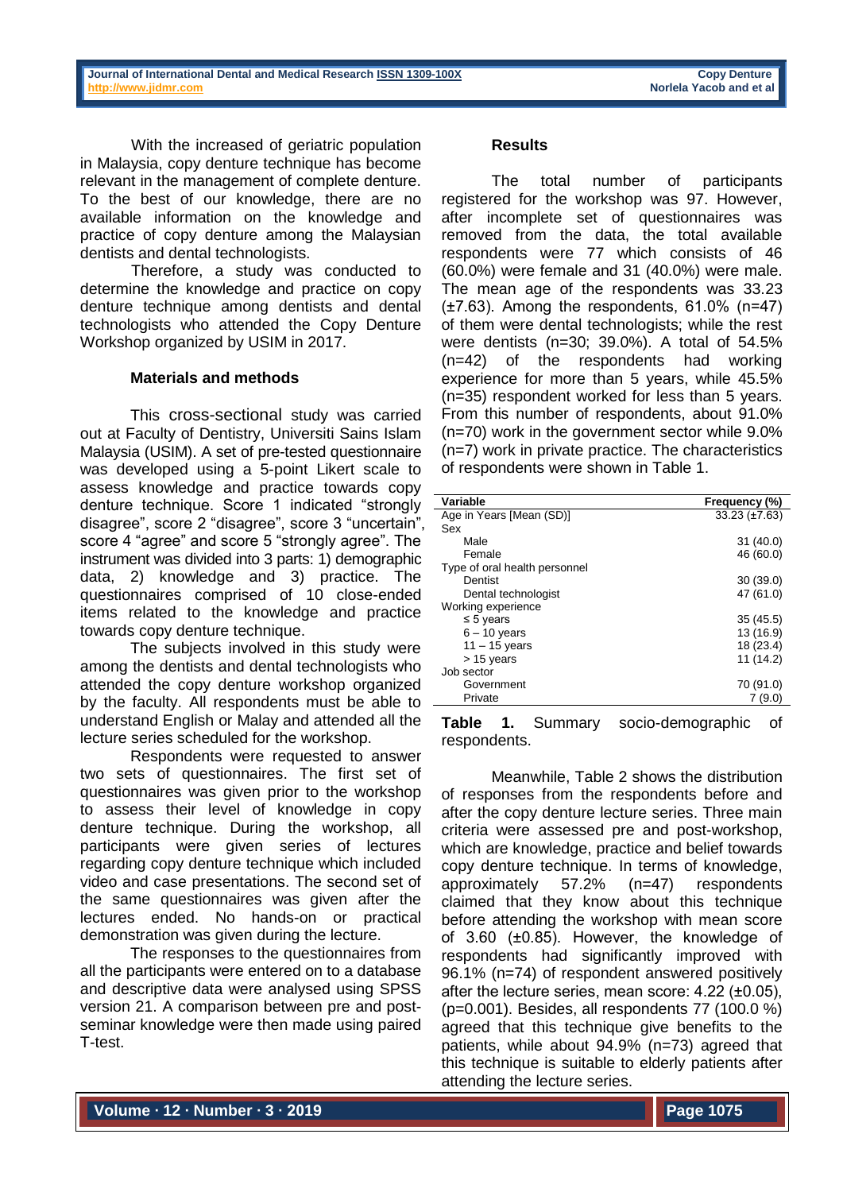With the increased of geriatric population in Malaysia, copy denture technique has become relevant in the management of complete denture. To the best of our knowledge, there are no available information on the knowledge and practice of copy denture among the Malaysian dentists and dental technologists.

Therefore, a study was conducted to determine the knowledge and practice on copy denture technique among dentists and dental technologists who attended the Copy Denture Workshop organized by USIM in 2017.

## Materials and methods

This cross-sectional study was carried out at Faculty of Dentistry, Universiti Sains Islam Malaysia (USIM). A set of pre-tested questionnaire was developed using a 5-point Likert scale to assess knowledge and practice towards copy denture technique. Score 1 indicated "strongly disagree", score 2 "disagree", score 3 "uncertain", score 4 "agree" and score 5 "strongly agree". The instrument was divided into 3 parts: 1) demographic data, 2) knowledge and 3) practice. The questionnaires comprised of 10 close-ended items related to the knowledge and practice towards copy denture technique.

The subjects involved in this study were among the dentists and dental technologists who attended the copy denture workshop organized by the faculty. All respondents must be able to understand English or Malay and attended all the lecture series scheduled for the workshop.

Respondents were requested to answer two sets of questionnaires. The first set of questionnaires was given prior to the workshop to assess their level of knowledge in copy denture technique. During the workshop, all participants were given series of lectures regarding copy denture technique which included video and case presentations. The second set of the same questionnaires was given after the lectures ended. No hands-on or practical demonstration was given during the lecture.

The responses to the questionnaires from all the participants were entered on to a database and descriptive data were analysed using SPSS version 21. A comparison between pre and post-seminar knowledge were then made using paired T-test.

## Results

The total number of participants registered for the workshop was 97. However, after incomplete set of questionnaires was removed from the data, the total available respondents were 77 which consists of 46 (60.0%) were female and 31 (40.0%) were male. The mean age of the respondents was 33.23 (±7.63). Among the respondents, 61.0% (n=47) of them were dental technologists; while the rest were dentists (n=30; 39.0%). A total of 54.5% (n=42) of the respondents had working experience for more than 5 years, while 45.5% (n=35) respondent worked for less than 5 years. From this number of respondents, about 91.0% (n=70) work in the government sector while 9.0% (n=7) work in private practice. The characteristics of respondents were shown in Table 1.

| Variable | Frequency (%) |
|---|---|
| Age in Years [Mean (SD)] | 33.23 (±7.63) |
| Sex | |
| Male | 31 (40.0) |
| Female | 46 (60.0) |
| Type of oral health personnel | |
| Dentist | 30 (39.0) |
| Dental technologist | 47 (61.0) |
| Working experience | |
| ≤ 5 years | 35 (45.5) |
| 6 – 10 years | 13 (16.9) |
| 11 – 15 years | 18 (23.4) |
| > 15 years | 11 (14.2) |
| Job sector | |
| Government | 70 (91.0) |
| Private | 7 (9.0) |

**Table 1.** Summary socio-demographic of respondents.

Meanwhile, Table 2 shows the distribution of responses from the respondents before and after the copy denture lecture series. Three main criteria were assessed pre and post-workshop, which are knowledge, practice and belief towards copy denture technique. In terms of knowledge, approximately 57.2% (n=47) respondents claimed that they know about this technique before attending the workshop with mean score of 3.60 (±0.85). However, the knowledge of respondents had significantly improved with 96.1% (n=74) of respondent answered positively after the lecture series, mean score: 4.22 (±0.05), (p=0.001). Besides, all respondents 77 (100.0 %) agreed that this technique give benefits to the patients, while about 94.9% (n=73) agreed that this technique is suitable to elderly patients after attending the lecture series.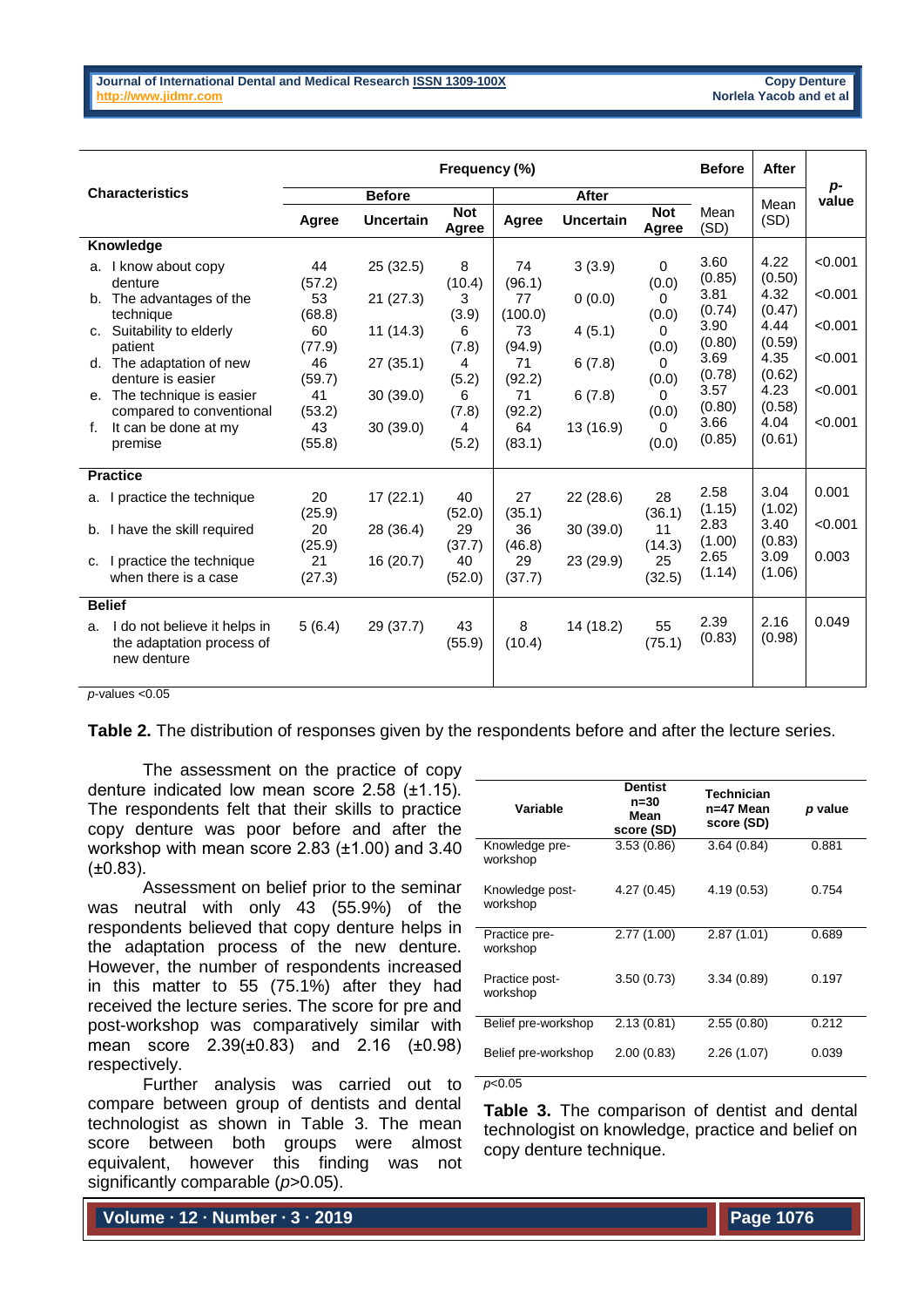| Characteristics | Frequency (%) | | | | | | Before | After | p-value |
|---|---|---|---|---|---|---|---|---|---|
| | Before | | | After | | | | | |
| | Agree | Uncertain | Not Agree | Agree | Uncertain | Not Agree | Mean (SD) | Mean (SD) | |
| **Knowledge** | | | | | | | | | |
| a. I know about copy denture | 44 (57.2) | 25 (32.5) | 8 (10.4) | 74 (96.1) | 3 (3.9) | 0 (0.0) | 3.60 (0.85) | 4.22 (0.50) | <0.001 |
| b. The advantages of the technique | 53 (68.8) | 21 (27.3) | 3 (3.9) | 77 (100.0) | 0 (0.0) | 0 (0.0) | 3.81 (0.74) | 4.32 (0.47) | <0.001 |
| c. Suitability to elderly patient | 60 (77.9) | 11 (14.3) | 6 (7.8) | 73 (94.9) | 4 (5.1) | 0 (0.0) | 3.90 (0.80) | 4.44 (0.59) | <0.001 |
| d. The adaptation of new denture is easier | 46 (59.7) | 27 (35.1) | 4 (5.2) | 71 (92.2) | 6 (7.8) | 0 (0.0) | 3.69 (0.78) | 4.35 (0.62) | <0.001 |
| e. The technique is easier compared to conventional | 41 (53.2) | 30 (39.0) | 6 (7.8) | 71 (92.2) | 6 (7.8) | 0 (0.0) | 3.57 (0.80) | 4.23 (0.58) | <0.001 |
| f. It can be done at my premise | 43 (55.8) | 30 (39.0) | 4 (5.2) | 64 (83.1) | 13 (16.9) | 0 (0.0) | 3.66 (0.85) | 4.04 (0.61) | <0.001 |
| **Practice** | | | | | | | | | |
| a. I practice the technique | 20 (25.9) | 17 (22.1) | 40 (52.0) | 27 (35.1) | 22 (28.6) | 28 (36.1) | 2.58 (1.15) | 3.04 (1.02) | 0.001 |
| b. I have the skill required | 20 (25.9) | 28 (36.4) | 29 (37.7) | 36 (46.8) | 30 (39.0) | 11 (14.3) | 2.83 (1.00) | 3.40 (0.83) | <0.001 |
| c. I practice the technique when there is a case | 21 (27.3) | 16 (20.7) | 40 (52.0) | 29 (37.7) | 23 (29.9) | 25 (32.5) | 2.65 (1.14) | 3.09 (1.06) | 0.003 |
| **Belief** | | | | | | | | | |
| a. I do not believe it helps in the adaptation process of new denture | 5 (6.4) | 29 (37.7) | 43 (55.9) | 8 (10.4) | 14 (18.2) | 55 (75.1) | 2.39 (0.83) | 2.16 (0.98) | 0.049 |

*p*-values <0.05

**Table 2.** The distribution of responses given by the respondents before and after the lecture series.

The assessment on the practice of copy denture indicated low mean score 2.58 (±1.15). The respondents felt that their skills to practice copy denture was poor before and after the workshop with mean score 2.83 (±1.00) and 3.40 (±0.83).

Assessment on belief prior to the seminar was neutral with only 43 (55.9%) of the respondents believed that copy denture helps in the adaptation process of the new denture. However, the number of respondents increased in this matter to 55 (75.1%) after they had received the lecture series. The score for pre and post-workshop was comparatively similar with mean score 2.39(±0.83) and 2.16 (±0.98) respectively.

Further analysis was carried out to compare between group of dentists and dental technologist as shown in Table 3. The mean score between both groups were almost equivalent, however this finding was not significantly comparable ($p$>0.05).

| Variable | Dentist n=30 Mean score (SD) | Technician n=47 Mean score (SD) | *p* value |
|---|---|---|---|
| Knowledge pre-workshop | 3.53 (0.86) | 3.64 (0.84) | 0.881 |
| Knowledge post-workshop | 4.27 (0.45) | 4.19 (0.53) | 0.754 |
| Practice pre-workshop | 2.77 (1.00) | 2.87 (1.01) | 0.689 |
| Practice post-workshop | 3.50 (0.73) | 3.34 (0.89) | 0.197 |
| Belief pre-workshop | 2.13 (0.81) | 2.55 (0.80) | 0.212 |
| Belief pre-workshop | 2.00 (0.83) | 2.26 (1.07) | 0.039 |

*p*<0.05

**Table 3.** The comparison of dentist and dental technologist on knowledge, practice and belief on copy denture technique.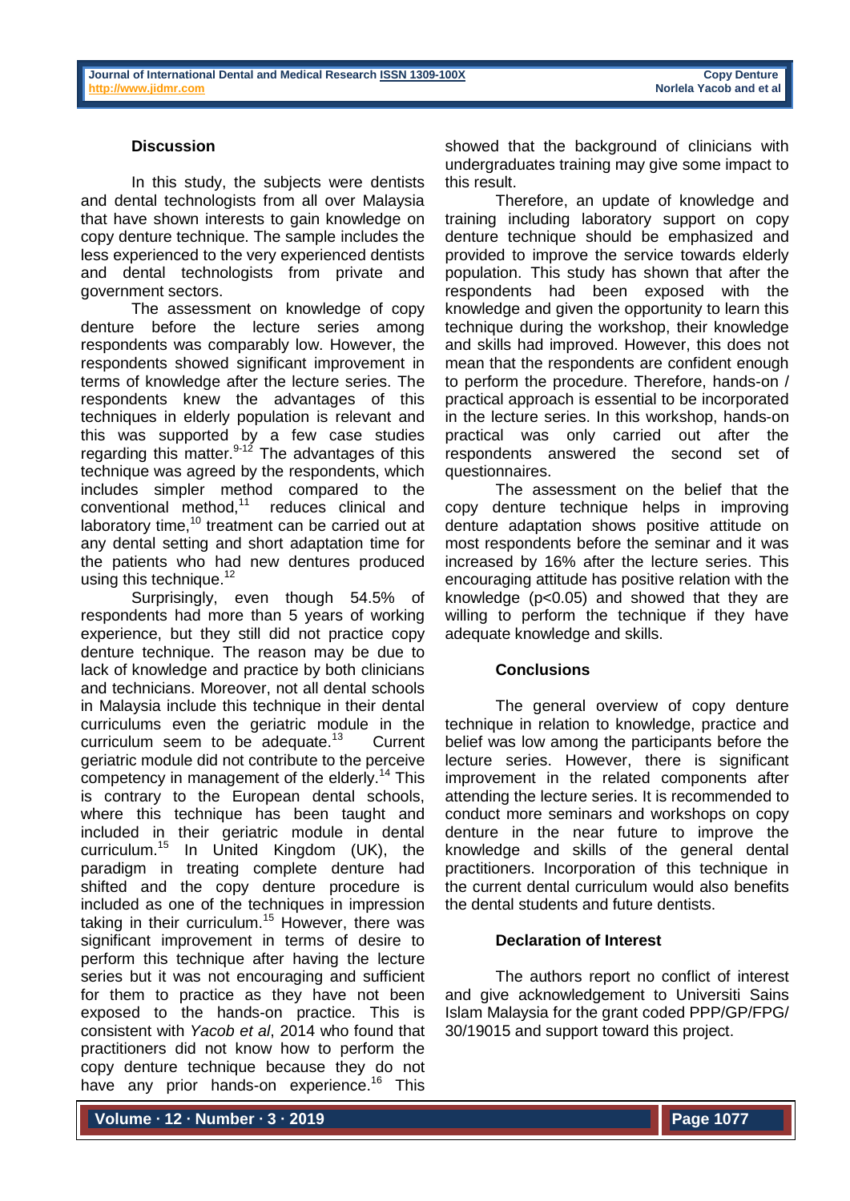## Discussion

In this study, the subjects were dentists and dental technologists from all over Malaysia that have shown interests to gain knowledge on copy denture technique. The sample includes the less experienced to the very experienced dentists and dental technologists from private and government sectors.

The assessment on knowledge of copy denture before the lecture series among respondents was comparably low. However, the respondents showed significant improvement in terms of knowledge after the lecture series. The respondents knew the advantages of this techniques in elderly population is relevant and this was supported by a few case studies regarding this matter.[9-12] The advantages of this technique was agreed by the respondents, which includes simpler method compared to the conventional method,[11] reduces clinical and laboratory time,[10] treatment can be carried out at any dental setting and short adaptation time for the patients who had new dentures produced using this technique.[12]

Surprisingly, even though 54.5% of respondents had more than 5 years of working experience, but they still did not practice copy denture technique. The reason may be due to lack of knowledge and practice by both clinicians and technicians. Moreover, not all dental schools in Malaysia include this technique in their dental curriculums even the geriatric module in the curriculum seem to be adequate.[13] Current geriatric module did not contribute to the perceive competency in management of the elderly.[14] This is contrary to the European dental schools, where this technique has been taught and included in their geriatric module in dental curriculum.[15] In United Kingdom (UK), the paradigm in treating complete denture had shifted and the copy denture procedure is included as one of the techniques in impression taking in their curriculum.[15] However, there was significant improvement in terms of desire to perform this technique after having the lecture series but it was not encouraging and sufficient for them to practice as they have not been exposed to the hands-on practice. This is consistent with *Yacob et al*, 2014 who found that practitioners did not know how to perform the copy denture technique because they do not have any prior hands-on experience.[16] This showed that the background of clinicians with undergraduates training may give some impact to this result.

Therefore, an update of knowledge and training including laboratory support on copy denture technique should be emphasized and provided to improve the service towards elderly population. This study has shown that after the respondents had been exposed with the knowledge and given the opportunity to learn this technique during the workshop, their knowledge and skills had improved. However, this does not mean that the respondents are confident enough to perform the procedure. Therefore, hands-on / practical approach is essential to be incorporated in the lecture series. In this workshop, hands-on practical was only carried out after the respondents answered the second set of questionnaires.

The assessment on the belief that the copy denture technique helps in improving denture adaptation shows positive attitude on most respondents before the seminar and it was increased by 16% after the lecture series. This encouraging attitude has positive relation with the knowledge ($p<0.05$) and showed that they are willing to perform the technique if they have adequate knowledge and skills.

## Conclusions

The general overview of copy denture technique in relation to knowledge, practice and belief was low among the participants before the lecture series. However, there is significant improvement in the related components after attending the lecture series. It is recommended to conduct more seminars and workshops on copy denture in the near future to improve the knowledge and skills of the general dental practitioners. Incorporation of this technique in the current dental curriculum would also benefits the dental students and future dentists.

## Declaration of Interest

The authors report no conflict of interest and give acknowledgement to Universiti Sains Islam Malaysia for the grant coded PPP/GP/FPG/30/19015 and support toward this project.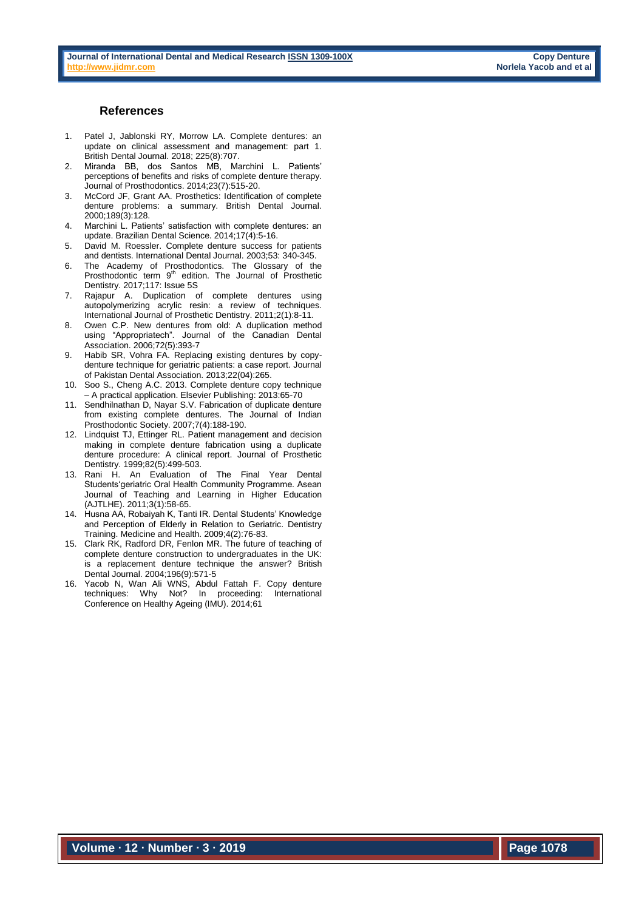## References

1. Patel J, Jablonski RY, Morrow LA. Complete dentures: an update on clinical assessment and management: part 1. British Dental Journal. 2018; 225(8):707.
2. Miranda BB, dos Santos MB, Marchini L. Patients' perceptions of benefits and risks of complete denture therapy. Journal of Prosthodontics. 2014;23(7):515-20.
3. McCord JF, Grant AA. Prosthetics: Identification of complete denture problems: a summary. British Dental Journal. 2000;189(3):128.
4. Marchini L. Patients' satisfaction with complete dentures: an update. Brazilian Dental Science. 2014;17(4):5-16.
5. David M. Roessler. Complete denture success for patients and dentists. International Dental Journal. 2003;53: 340-345.
6. The Academy of Prosthodontics. The Glossary of the Prosthodontic term 9th edition. The Journal of Prosthetic Dentistry. 2017;117: Issue 5S
7. Rajapur A. Duplication of complete dentures using autopolymerizing acrylic resin: a review of techniques. International Journal of Prosthetic Dentistry. 2011;2(1):8-11.
8. Owen C.P. New dentures from old: A duplication method using "Appropriatech". Journal of the Canadian Dental Association. 2006;72(5):393-7
9. Habib SR, Vohra FA. Replacing existing dentures by copy-denture technique for geriatric patients: a case report. Journal of Pakistan Dental Association. 2013;22(04):265.
10. Soo S., Cheng A.C. 2013. Complete denture copy technique – A practical application. Elsevier Publishing: 2013:65-70
11. Sendhilnathan D, Nayar S.V. Fabrication of duplicate denture from existing complete dentures. The Journal of Indian Prosthodontic Society. 2007;7(4):188-190.
12. Lindquist TJ, Ettinger RL. Patient management and decision making in complete denture fabrication using a duplicate denture procedure: A clinical report. Journal of Prosthetic Dentistry. 1999;82(5):499-503.
13. Rani H. An Evaluation of The Final Year Dental Students'geriatric Oral Health Community Programme. Asean Journal of Teaching and Learning in Higher Education (AJTLHE). 2011;3(1):58-65.
14. Husna AA, Robaiyah K, Tanti IR. Dental Students' Knowledge and Perception of Elderly in Relation to Geriatric. Dentistry Training. Medicine and Health. 2009;4(2):76-83.
15. Clark RK, Radford DR, Fenlon MR. The future of teaching of complete denture construction to undergraduates in the UK: is a replacement denture technique the answer? British Dental Journal. 2004;196(9):571-5
16. Yacob N, Wan Ali WNS, Abdul Fattah F. Copy denture techniques: Why Not? In proceeding: International Conference on Healthy Ageing (IMU). 2014;61